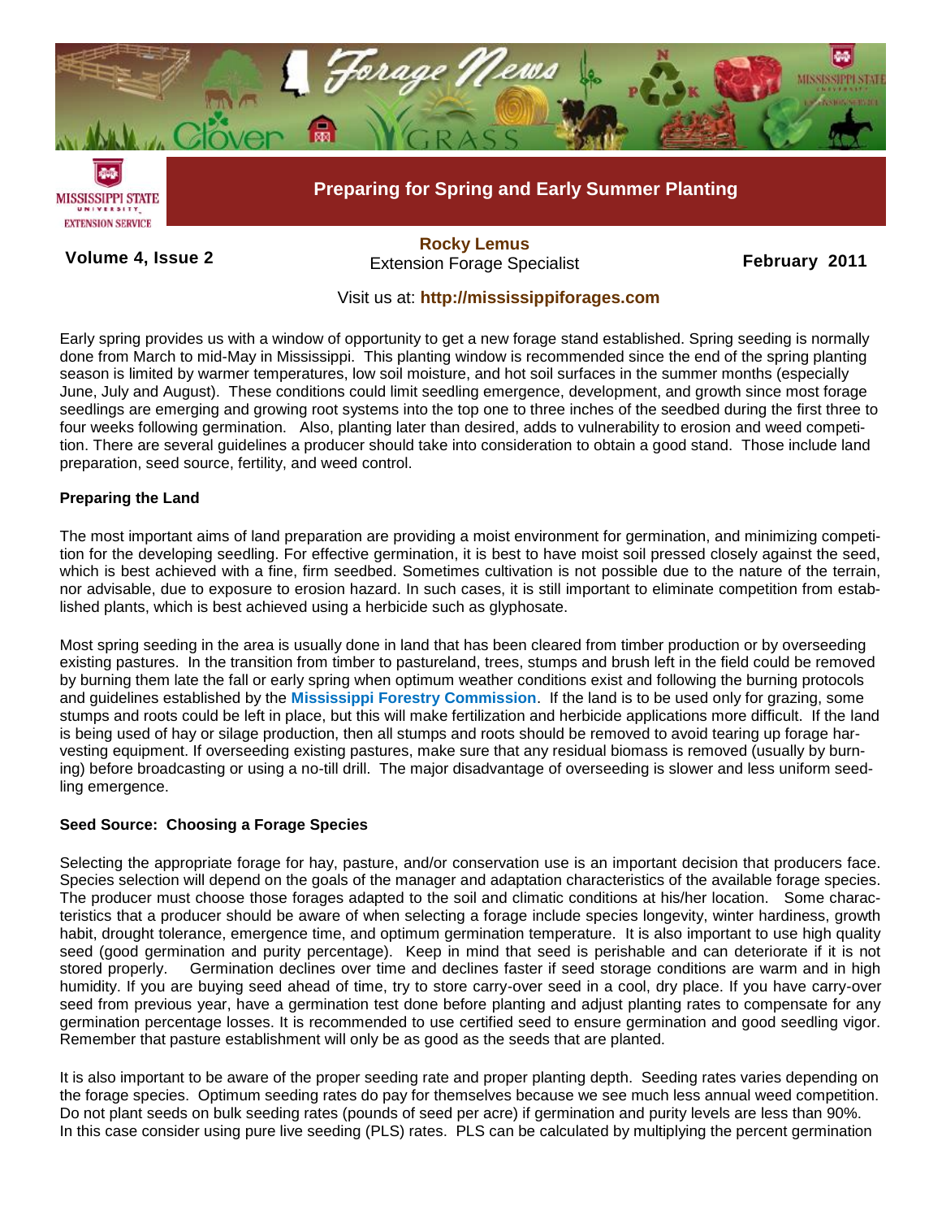# Preparing for Spring and Early Summer Planting

**Volume 4, Issue 2**

**Rocky Lemus**
Extension Forage Specialist

**February 2011**

Visit us at: **http://mississippiforages.com**

Early spring provides us with a window of opportunity to get a new forage stand established. Spring seeding is normally done from March to mid-May in Mississippi. This planting window is recommended since the end of the spring planting season is limited by warmer temperatures, low soil moisture, and hot soil surfaces in the summer months (especially June, July and August). These conditions could limit seedling emergence, development, and growth since most forage seedlings are emerging and growing root systems into the top one to three inches of the seedbed during the first three to four weeks following germination. Also, planting later than desired, adds to vulnerability to erosion and weed competition. There are several guidelines a producer should take into consideration to obtain a good stand. Those include land preparation, seed source, fertility, and weed control.

**Preparing the Land**

The most important aims of land preparation are providing a moist environment for germination, and minimizing competition for the developing seedling. For effective germination, it is best to have moist soil pressed closely against the seed, which is best achieved with a fine, firm seedbed. Sometimes cultivation is not possible due to the nature of the terrain, nor advisable, due to exposure to erosion hazard. In such cases, it is still important to eliminate competition from established plants, which is best achieved using a herbicide such as glyphosate.

Most spring seeding in the area is usually done in land that has been cleared from timber production or by overseeding existing pastures. In the transition from timber to pastureland, trees, stumps and brush left in the field could be removed by burning them late the fall or early spring when optimum weather conditions exist and following the burning protocols and guidelines established by the **Mississippi Forestry Commission**. If the land is to be used only for grazing, some stumps and roots could be left in place, but this will make fertilization and herbicide applications more difficult. If the land is being used of hay or silage production, then all stumps and roots should be removed to avoid tearing up forage harvesting equipment. If overseeding existing pastures, make sure that any residual biomass is removed (usually by burning) before broadcasting or using a no-till drill. The major disadvantage of overseeding is slower and less uniform seedling emergence.

**Seed Source: Choosing a Forage Species**

Selecting the appropriate forage for hay, pasture, and/or conservation use is an important decision that producers face. Species selection will depend on the goals of the manager and adaptation characteristics of the available forage species. The producer must choose those forages adapted to the soil and climatic conditions at his/her location. Some characteristics that a producer should be aware of when selecting a forage include species longevity, winter hardiness, growth habit, drought tolerance, emergence time, and optimum germination temperature. It is also important to use high quality seed (good germination and purity percentage). Keep in mind that seed is perishable and can deteriorate if it is not stored properly. Germination declines over time and declines faster if seed storage conditions are warm and in high humidity. If you are buying seed ahead of time, try to store carry-over seed in a cool, dry place. If you have carry-over seed from previous year, have a germination test done before planting and adjust planting rates to compensate for any germination percentage losses. It is recommended to use certified seed to ensure germination and good seedling vigor. Remember that pasture establishment will only be as good as the seeds that are planted.

It is also important to be aware of the proper seeding rate and proper planting depth. Seeding rates varies depending on the forage species. Optimum seeding rates do pay for themselves because we see much less annual weed competition. Do not plant seeds on bulk seeding rates (pounds of seed per acre) if germination and purity levels are less than 90%. In this case consider using pure live seeding (PLS) rates. PLS can be calculated by multiplying the percent germination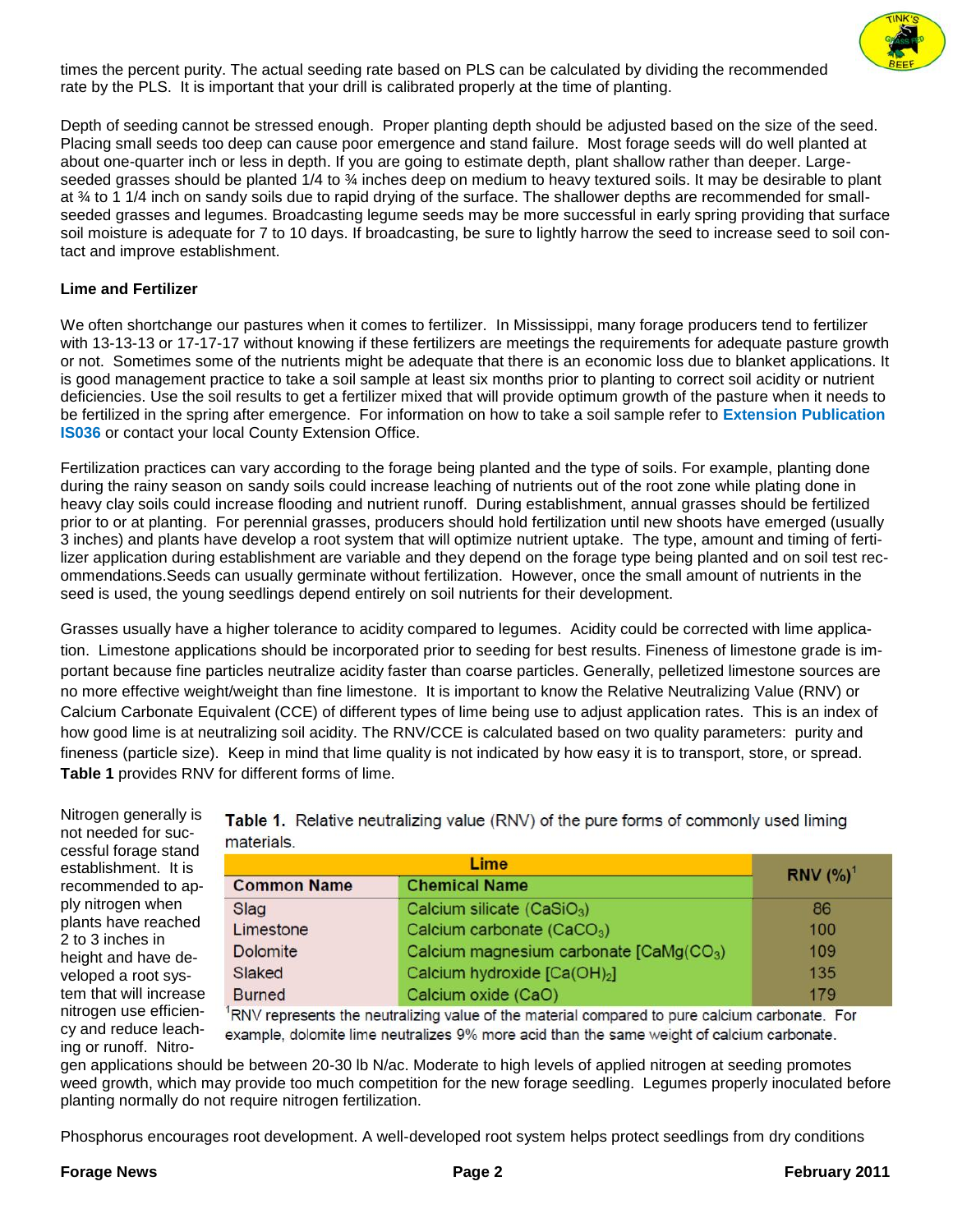times the percent purity. The actual seeding rate based on PLS can be calculated by dividing the recommended rate by the PLS. It is important that your drill is calibrated properly at the time of planting.

Depth of seeding cannot be stressed enough. Proper planting depth should be adjusted based on the size of the seed. Placing small seeds too deep can cause poor emergence and stand failure. Most forage seeds will do well planted at about one-quarter inch or less in depth. If you are going to estimate depth, plant shallow rather than deeper. Large-seeded grasses should be planted 1/4 to ¾ inches deep on medium to heavy textured soils. It may be desirable to plant at ¾ to 1 1/4 inch on sandy soils due to rapid drying of the surface. The shallower depths are recommended for small-seeded grasses and legumes. Broadcasting legume seeds may be more successful in early spring providing that surface soil moisture is adequate for 7 to 10 days. If broadcasting, be sure to lightly harrow the seed to increase seed to soil contact and improve establishment.

**Lime and Fertilizer**

We often shortchange our pastures when it comes to fertilizer. In Mississippi, many forage producers tend to fertilizer with 13-13-13 or 17-17-17 without knowing if these fertilizers are meetings the requirements for adequate pasture growth or not. Sometimes some of the nutrients might be adequate that there is an economic loss due to blanket applications. It is good management practice to take a soil sample at least six months prior to planting to correct soil acidity or nutrient deficiencies. Use the soil results to get a fertilizer mixed that will provide optimum growth of the pasture when it needs to be fertilized in the spring after emergence. For information on how to take a soil sample refer to **Extension Publication IS036** or contact your local County Extension Office.

Fertilization practices can vary according to the forage being planted and the type of soils. For example, planting done during the rainy season on sandy soils could increase leaching of nutrients out of the root zone while plating done in heavy clay soils could increase flooding and nutrient runoff. During establishment, annual grasses should be fertilized prior to or at planting. For perennial grasses, producers should hold fertilization until new shoots have emerged (usually 3 inches) and plants have develop a root system that will optimize nutrient uptake. The type, amount and timing of fertilizer application during establishment are variable and they depend on the forage type being planted and on soil test recommendations.Seeds can usually germinate without fertilization. However, once the small amount of nutrients in the seed is used, the young seedlings depend entirely on soil nutrients for their development.

Grasses usually have a higher tolerance to acidity compared to legumes. Acidity could be corrected with lime application. Limestone applications should be incorporated prior to seeding for best results. Fineness of limestone grade is important because fine particles neutralize acidity faster than coarse particles. Generally, pelletized limestone sources are no more effective weight/weight than fine limestone. It is important to know the Relative Neutralizing Value (RNV) or Calcium Carbonate Equivalent (CCE) of different types of lime being use to adjust application rates. This is an index of how good lime is at neutralizing soil acidity. The RNV/CCE is calculated based on two quality parameters: purity and fineness (particle size). Keep in mind that lime quality is not indicated by how easy it is to transport, store, or spread. **Table 1** provides RNV for different forms of lime.

**Table 1.** Relative neutralizing value (RNV) of the pure forms of commonly used liming materials.

| Lime | | RNV (%)[1] |
|---|---|---|
| **Common Name** | **Chemical Name** | |
| Slag | Calcium silicate ($CaSiO_3$) | 86 |
| Limestone | Calcium carbonate ($CaCO_3$) | 100 |
| Dolomite | Calcium magnesium carbonate [$CaMg(CO_3)$] | 109 |
| Slaked | Calcium hydroxide [$Ca(OH)_2$] | 135 |
| Burned | Calcium oxide ($CaO$) | 179 |

[1]RNV represents the neutralizing value of the material compared to pure calcium carbonate. For example, dolomite lime neutralizes 9% more acid than the same weight of calcium carbonate.

Nitrogen generally is not needed for successful forage stand establishment. It is recommended to apply nitrogen when plants have reached 2 to 3 inches in height and have developed a root system that will increase nitrogen use efficiency and reduce leaching or runoff. Nitrogen applications should be between 20-30 lb N/ac. Moderate to high levels of applied nitrogen at seeding promotes weed growth, which may provide too much competition for the new forage seedling. Legumes properly inoculated before planting normally do not require nitrogen fertilization.

Phosphorus encourages root development. A well-developed root system helps protect seedlings from dry conditions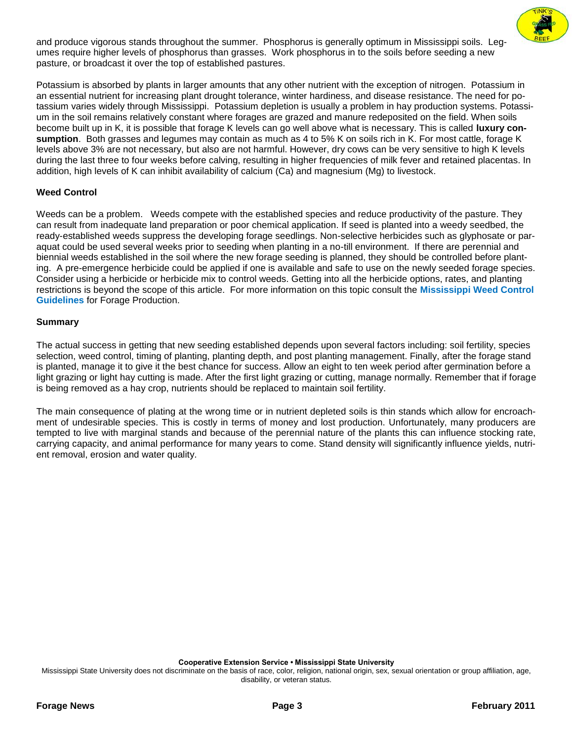and produce vigorous stands throughout the summer. Phosphorus is generally optimum in Mississippi soils. Legumes require higher levels of phosphorus than grasses. Work phosphorus in to the soils before seeding a new pasture, or broadcast it over the top of established pastures.

Potassium is absorbed by plants in larger amounts that any other nutrient with the exception of nitrogen. Potassium in an essential nutrient for increasing plant drought tolerance, winter hardiness, and disease resistance. The need for potassium varies widely through Mississippi. Potassium depletion is usually a problem in hay production systems. Potassium in the soil remains relatively constant where forages are grazed and manure redeposited on the field. When soils become built up in K, it is possible that forage K levels can go well above what is necessary. This is called **luxury consumption**. Both grasses and legumes may contain as much as 4 to 5% K on soils rich in K. For most cattle, forage K levels above 3% are not necessary, but also are not harmful. However, dry cows can be very sensitive to high K levels during the last three to four weeks before calving, resulting in higher frequencies of milk fever and retained placentas. In addition, high levels of K can inhibit availability of calcium (Ca) and magnesium (Mg) to livestock.

**Weed Control**

Weeds can be a problem. Weeds compete with the established species and reduce productivity of the pasture. They can result from inadequate land preparation or poor chemical application. If seed is planted into a weedy seedbed, the ready-established weeds suppress the developing forage seedlings. Non-selective herbicides such as glyphosate or paraquat could be used several weeks prior to seeding when planting in a no-till environment. If there are perennial and biennial weeds established in the soil where the new forage seeding is planned, they should be controlled before planting. A pre-emergence herbicide could be applied if one is available and safe to use on the newly seeded forage species. Consider using a herbicide or herbicide mix to control weeds. Getting into all the herbicide options, rates, and planting restrictions is beyond the scope of this article. For more information on this topic consult the **Mississippi Weed Control Guidelines** for Forage Production.

**Summary**

The actual success in getting that new seeding established depends upon several factors including: soil fertility, species selection, weed control, timing of planting, planting depth, and post planting management. Finally, after the forage stand is planted, manage it to give it the best chance for success. Allow an eight to ten week period after germination before a light grazing or light hay cutting is made. After the first light grazing or cutting, manage normally. Remember that if forage is being removed as a hay crop, nutrients should be replaced to maintain soil fertility.

The main consequence of plating at the wrong time or in nutrient depleted soils is thin stands which allow for encroachment of undesirable species. This is costly in terms of money and lost production. Unfortunately, many producers are tempted to live with marginal stands and because of the perennial nature of the plants this can influence stocking rate, carrying capacity, and animal performance for many years to come. Stand density will significantly influence yields, nutrient removal, erosion and water quality.

**Cooperative Extension Service • Mississippi State University**

Mississippi State University does not discriminate on the basis of race, color, religion, national origin, sex, sexual orientation or group affiliation, age, disability, or veteran status.